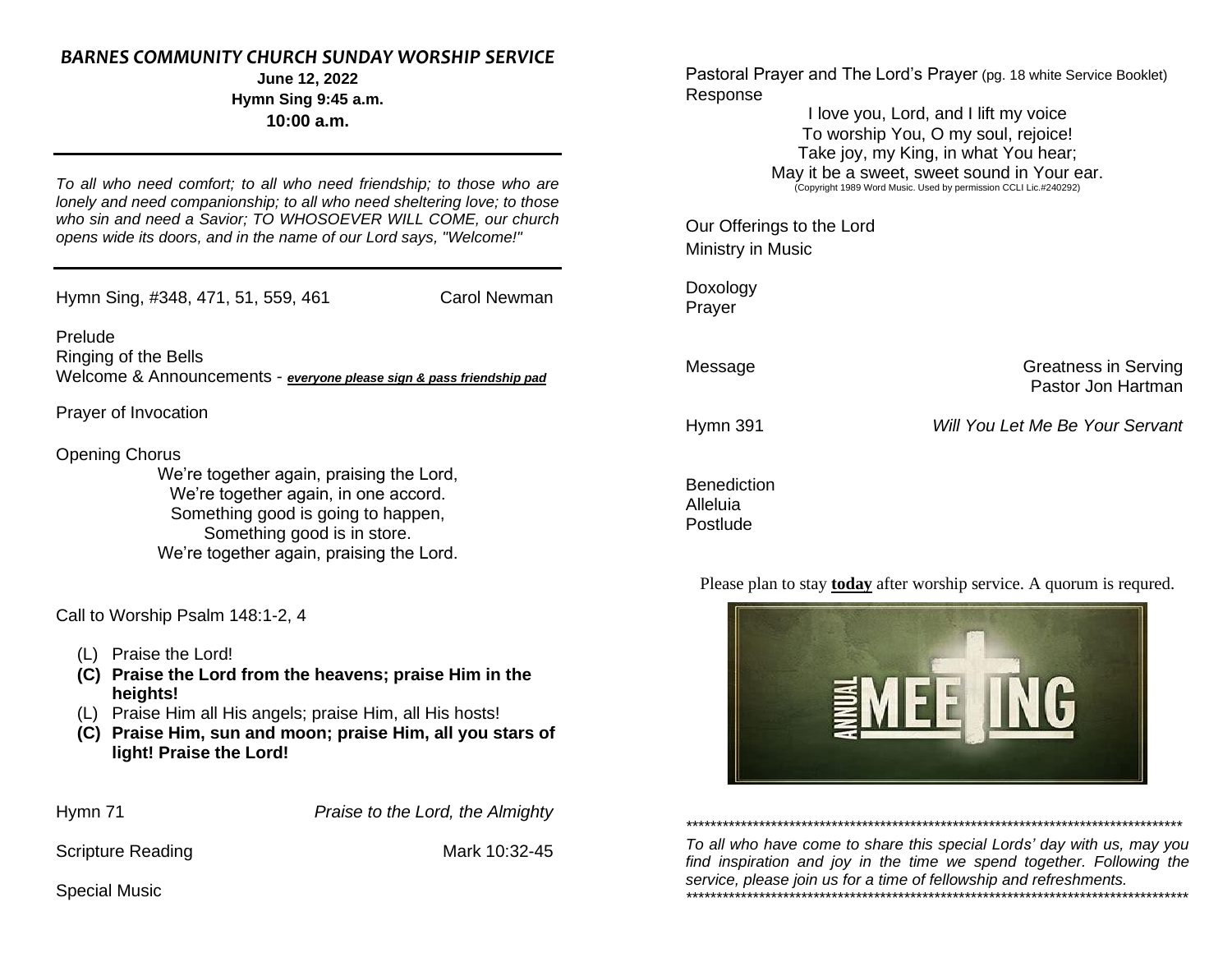## *BARNES COMMUNITY CHURCH SUNDAY WORSHIP SERVICE*

**June 12, 2022**
**Hymn Sing 9:45 a.m.**
**10:00 a.m.**

---

*To all who need comfort; to all who need friendship; to those who are lonely and need companionship; to all who need sheltering love; to those who sin and need a Savior; TO WHOSOEVER WILL COME, our church opens wide its doors, and in the name of our Lord says, "Welcome!"*

---

Hymn Sing, #348, 471, 51, 559, 461 — Carol Newman

Prelude
Ringing of the Bells
Welcome & Announcements - ***everyone please sign & pass friendship pad***

Prayer of Invocation

Opening Chorus

We're together again, praising the Lord,
We're together again, in one accord.
Something good is going to happen,
Something good is in store.
We're together again, praising the Lord.

Call to Worship Psalm 148:1-2, 4

- (L) Praise the Lord!
- **(C) Praise the Lord from the heavens; praise Him in the heights!**
- (L) Praise Him all His angels; praise Him, all His hosts!
- **(C) Praise Him, sun and moon; praise Him, all you stars of light! Praise the Lord!**

Hymn 71 — *Praise to the Lord, the Almighty*

Scripture Reading — Mark 10:32-45

Special Music

Pastoral Prayer and The Lord's Prayer (pg. 18 white Service Booklet)
Response

I love you, Lord, and I lift my voice
To worship You, O my soul, rejoice!
Take joy, my King, in what You hear;
May it be a sweet, sweet sound in Your ear.
(Copyright 1989 Word Music. Used by permission CCLI Lic.#240292)

Our Offerings to the Lord
Ministry in Music

Doxology
Prayer

Message — Greatness in Serving
Pastor Jon Hartman

Hymn 391 — *Will You Let Me Be Your Servant*

Benediction
Alleluia
Postlude

Please plan to stay **today** after worship service. A quorum is requred.

ANNUAL MEETING

*************************************************************************************

*To all who have come to share this special Lords' day with us, may you find inspiration and joy in the time we spend together. Following the service, please join us for a time of fellowship and refreshments.*

*************************************************************************************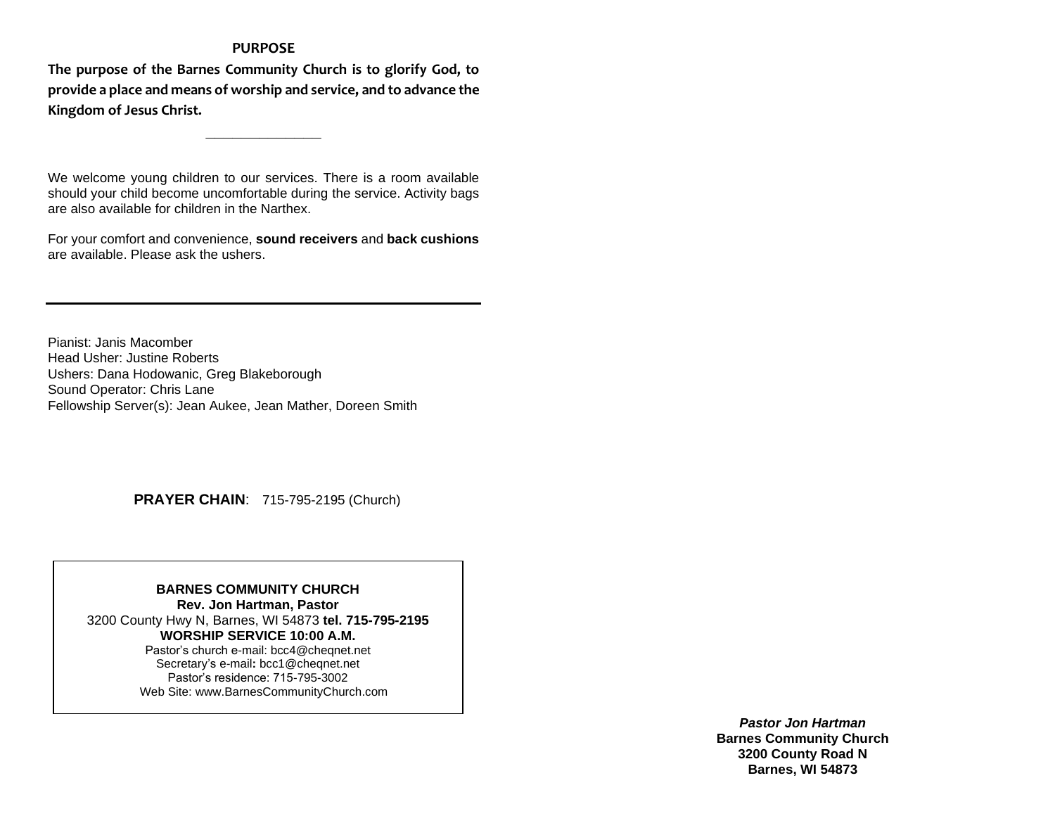## PURPOSE

**The purpose of the Barnes Community Church is to glorify God, to provide a place and means of worship and service, and to advance the Kingdom of Jesus Christ.**

---

We welcome young children to our services. There is a room available should your child become uncomfortable during the service. Activity bags are also available for children in the Narthex.

For your comfort and convenience, **sound receivers** and **back cushions** are available. Please ask the ushers.

---

Pianist: Janis Macomber
Head Usher: Justine Roberts
Ushers: Dana Hodowanic, Greg Blakeborough
Sound Operator: Chris Lane
Fellowship Server(s): Jean Aukee, Jean Mather, Doreen Smith

**PRAYER CHAIN**: 715-795-2195 (Church)

**BARNES COMMUNITY CHURCH**
**Rev. Jon Hartman, Pastor**
3200 County Hwy N, Barnes, WI 54873 **tel. 715-795-2195**
**WORSHIP SERVICE 10:00 A.M.**
Pastor's church e-mail: bcc4@cheqnet.net
Secretary's e-mail**:** bcc1@cheqnet.net
Pastor's residence: 715-795-3002
Web Site: www.BarnesCommunityChurch.com

***Pastor Jon Hartman***
**Barnes Community Church**
**3200 County Road N**
**Barnes, WI 54873**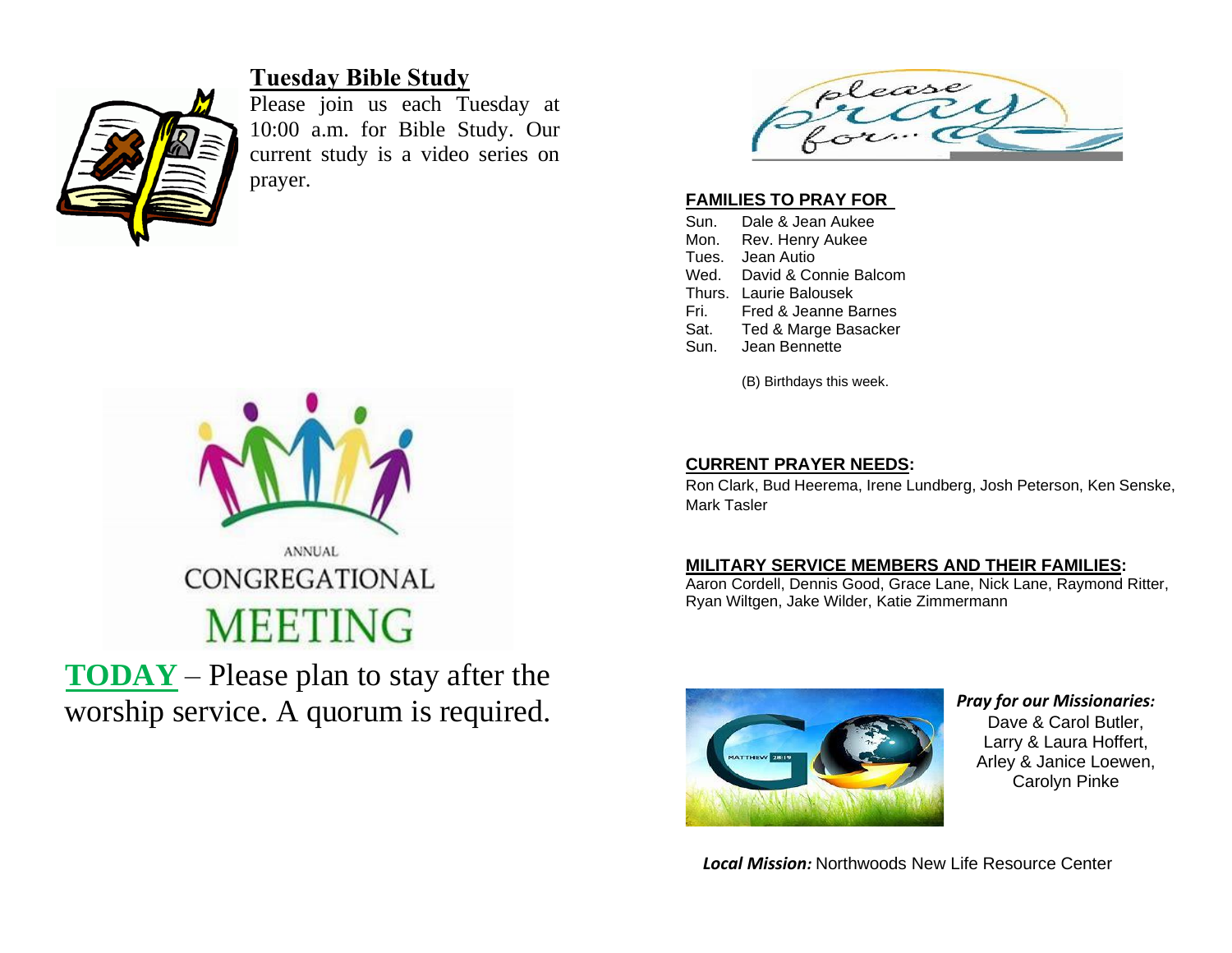## Tuesday Bible Study

Please join us each Tuesday at 10:00 a.m. for Bible Study. Our current study is a video series on prayer.

ANNUAL
CONGREGATIONAL
MEETING

**TODAY** – Please plan to stay after the worship service. A quorum is required.

please pray for...

**FAMILIES TO PRAY FOR**

| | |
|---|---|
| Sun. | Dale & Jean Aukee |
| Mon. | Rev. Henry Aukee |
| Tues. | Jean Autio |
| Wed. | David & Connie Balcom |
| Thurs. | Laurie Balousek |
| Fri. | Fred & Jeanne Barnes |
| Sat. | Ted & Marge Basacker |
| Sun. | Jean Bennette |

(B) Birthdays this week.

**CURRENT PRAYER NEEDS:**

Ron Clark, Bud Heerema, Irene Lundberg, Josh Peterson, Ken Senske, Mark Tasler

**MILITARY SERVICE MEMBERS AND THEIR FAMILIES:**

Aaron Cordell, Dennis Good, Grace Lane, Nick Lane, Raymond Ritter, Ryan Wiltgen, Jake Wilder, Katie Zimmermann

***Pray for our Missionaries:***

Dave & Carol Butler,
Larry & Laura Hoffert,
Arley & Janice Loewen,
Carolyn Pinke

***Local Mission:*** Northwoods New Life Resource Center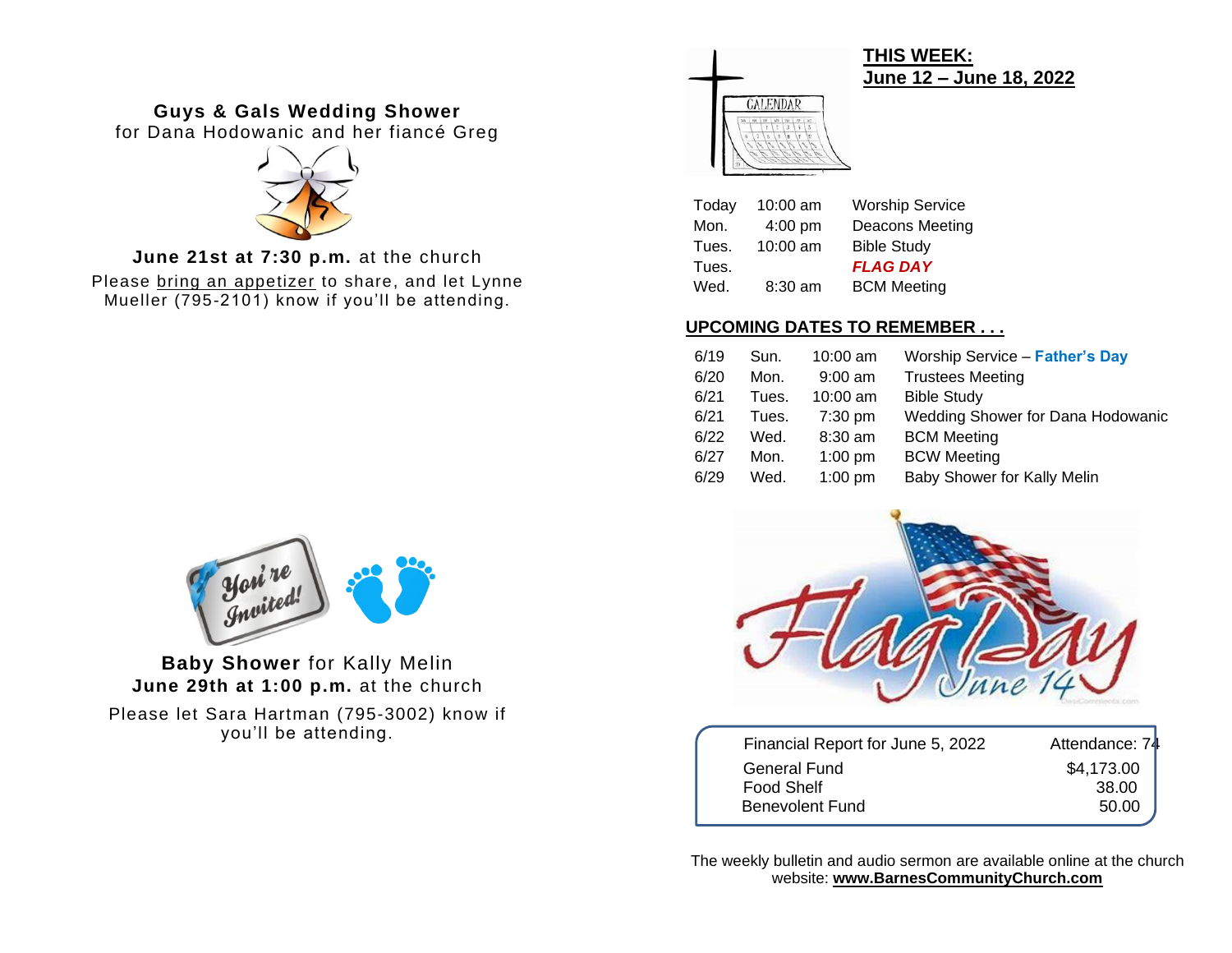**Guys & Gals Wedding Shower**
for Dana Hodowanic and her fiancé Greg

**June 21st at 7:30 p.m.** at the church
Please bring an appetizer to share, and let Lynne Mueller (795-2101) know if you'll be attending.

**Baby Shower** for Kally Melin
**June 29th at 1:00 p.m.** at the church
Please let Sara Hartman (795-3002) know if you'll be attending.

## THIS WEEK:
## June 12 – June 18, 2022

| | | |
|---|---|---|
| Today | 10:00 am | Worship Service |
| Mon. | 4:00 pm | Deacons Meeting |
| Tues. | 10:00 am | Bible Study |
| Tues. | | ***FLAG DAY*** |
| Wed. | 8:30 am | BCM Meeting |

## UPCOMING DATES TO REMEMBER . . .

| | | | |
|---|---|---|---|
| 6/19 | Sun. | 10:00 am | Worship Service – **Father's Day** |
| 6/20 | Mon. | 9:00 am | Trustees Meeting |
| 6/21 | Tues. | 10:00 am | Bible Study |
| 6/21 | Tues. | 7:30 pm | Wedding Shower for Dana Hodowanic |
| 6/22 | Wed. | 8:30 am | BCM Meeting |
| 6/27 | Mon. | 1:00 pm | BCW Meeting |
| 6/29 | Wed. | 1:00 pm | Baby Shower for Kally Melin |

| Financial Report for June 5, 2022 | Attendance: 74 |
|---|---|
| General Fund | $4,173.00 |
| Food Shelf | 38.00 |
| Benevolent Fund | 50.00 |

The weekly bulletin and audio sermon are available online at the church website: **www.BarnesCommunityChurch.com**